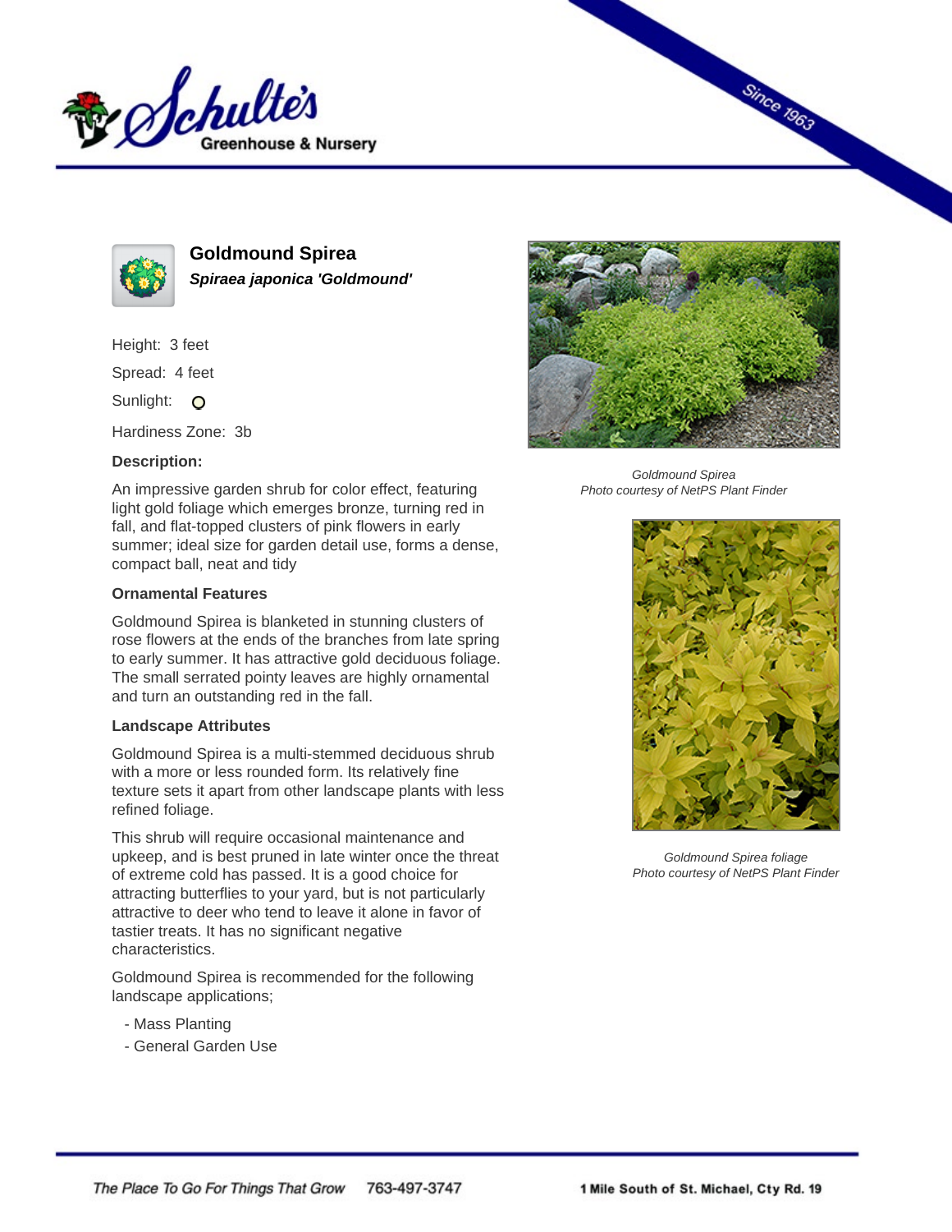# Goldmound Spirea

***Spiraea japonica 'Goldmound'***

Height: 3 feet

Spread: 4 feet

Sunlight: O

Hardiness Zone: 3b

### Description:

An impressive garden shrub for color effect, featuring light gold foliage which emerges bronze, turning red in fall, and flat-topped clusters of pink flowers in early summer; ideal size for garden detail use, forms a dense, compact ball, neat and tidy

### Ornamental Features

Goldmound Spirea is blanketed in stunning clusters of rose flowers at the ends of the branches from late spring to early summer. It has attractive gold deciduous foliage. The small serrated pointy leaves are highly ornamental and turn an outstanding red in the fall.

### Landscape Attributes

Goldmound Spirea is a multi-stemmed deciduous shrub with a more or less rounded form. Its relatively fine texture sets it apart from other landscape plants with less refined foliage.

This shrub will require occasional maintenance and upkeep, and is best pruned in late winter once the threat of extreme cold has passed. It is a good choice for attracting butterflies to your yard, but is not particularly attractive to deer who tend to leave it alone in favor of tastier treats. It has no significant negative characteristics.

Goldmound Spirea is recommended for the following landscape applications;

- Mass Planting
- General Garden Use

*Goldmound Spirea*
*Photo courtesy of NetPS Plant Finder*

*Goldmound Spirea foliage*
*Photo courtesy of NetPS Plant Finder*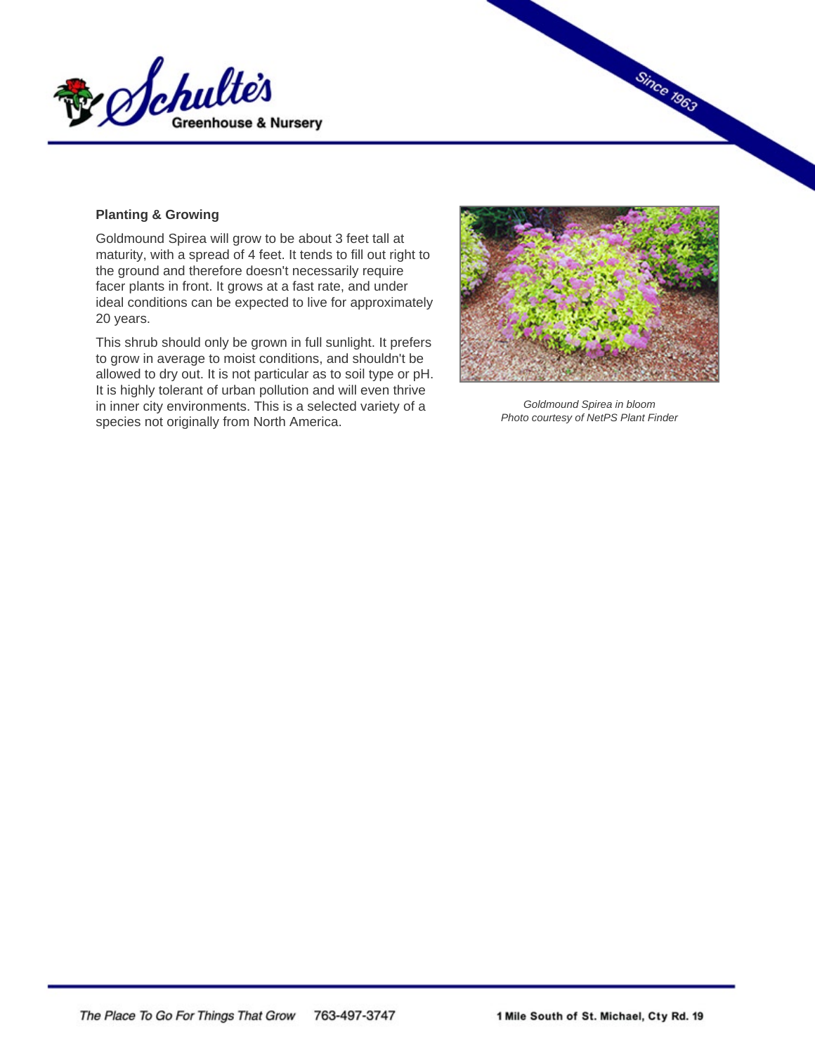**Planting & Growing**

Goldmound Spirea will grow to be about 3 feet tall at maturity, with a spread of 4 feet. It tends to fill out right to the ground and therefore doesn't necessarily require facer plants in front. It grows at a fast rate, and under ideal conditions can be expected to live for approximately 20 years.

This shrub should only be grown in full sunlight. It prefers to grow in average to moist conditions, and shouldn't be allowed to dry out. It is not particular as to soil type or pH. It is highly tolerant of urban pollution and will even thrive in inner city environments. This is a selected variety of a species not originally from North America.

*Goldmound Spirea in bloom*
*Photo courtesy of NetPS Plant Finder*